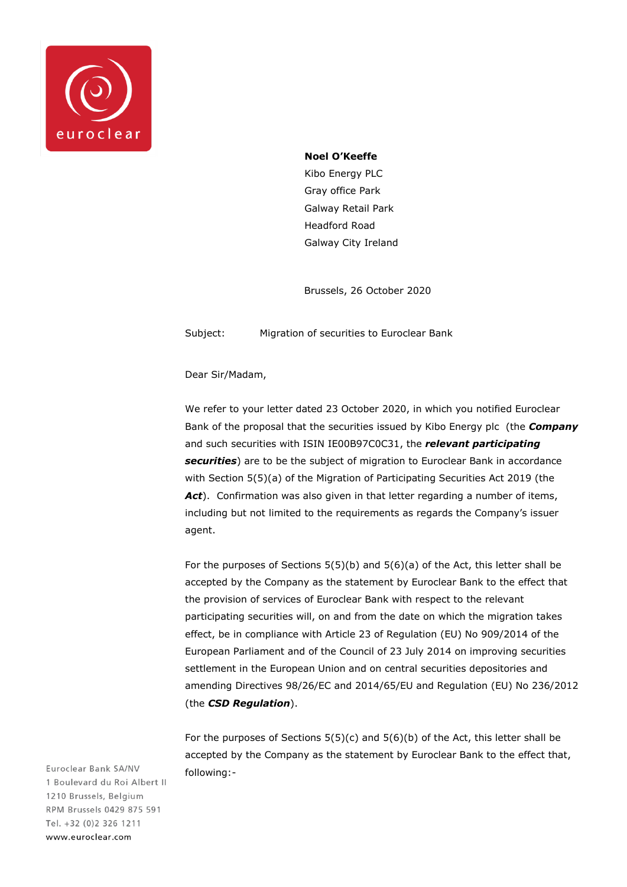**Noel O'Keeffe**
Kibo Energy PLC
Gray office Park
Galway Retail Park
Headford Road
Galway City Ireland

Brussels, 26 October 2020

Subject: Migration of securities to Euroclear Bank

Dear Sir/Madam,

We refer to your letter dated 23 October 2020, in which you notified Euroclear Bank of the proposal that the securities issued by Kibo Energy plc (the ***Company*** and such securities with ISIN IE00B97C0C31, the ***relevant participating securities***) are to be the subject of migration to Euroclear Bank in accordance with Section 5(5)(a) of the Migration of Participating Securities Act 2019 (the ***Act***). Confirmation was also given in that letter regarding a number of items, including but not limited to the requirements as regards the Company's issuer agent.

For the purposes of Sections 5(5)(b) and 5(6)(a) of the Act, this letter shall be accepted by the Company as the statement by Euroclear Bank to the effect that the provision of services of Euroclear Bank with respect to the relevant participating securities will, on and from the date on which the migration takes effect, be in compliance with Article 23 of Regulation (EU) No 909/2014 of the European Parliament and of the Council of 23 July 2014 on improving securities settlement in the European Union and on central securities depositories and amending Directives 98/26/EC and 2014/65/EU and Regulation (EU) No 236/2012 (the ***CSD Regulation***).

For the purposes of Sections 5(5)(c) and 5(6)(b) of the Act, this letter shall be accepted by the Company as the statement by Euroclear Bank to the effect that, following:-

Euroclear Bank SA/NV
1 Boulevard du Roi Albert II
1210 Brussels, Belgium
RPM Brussels 0429 875 591
Tel. +32 (0)2 326 1211
www.euroclear.com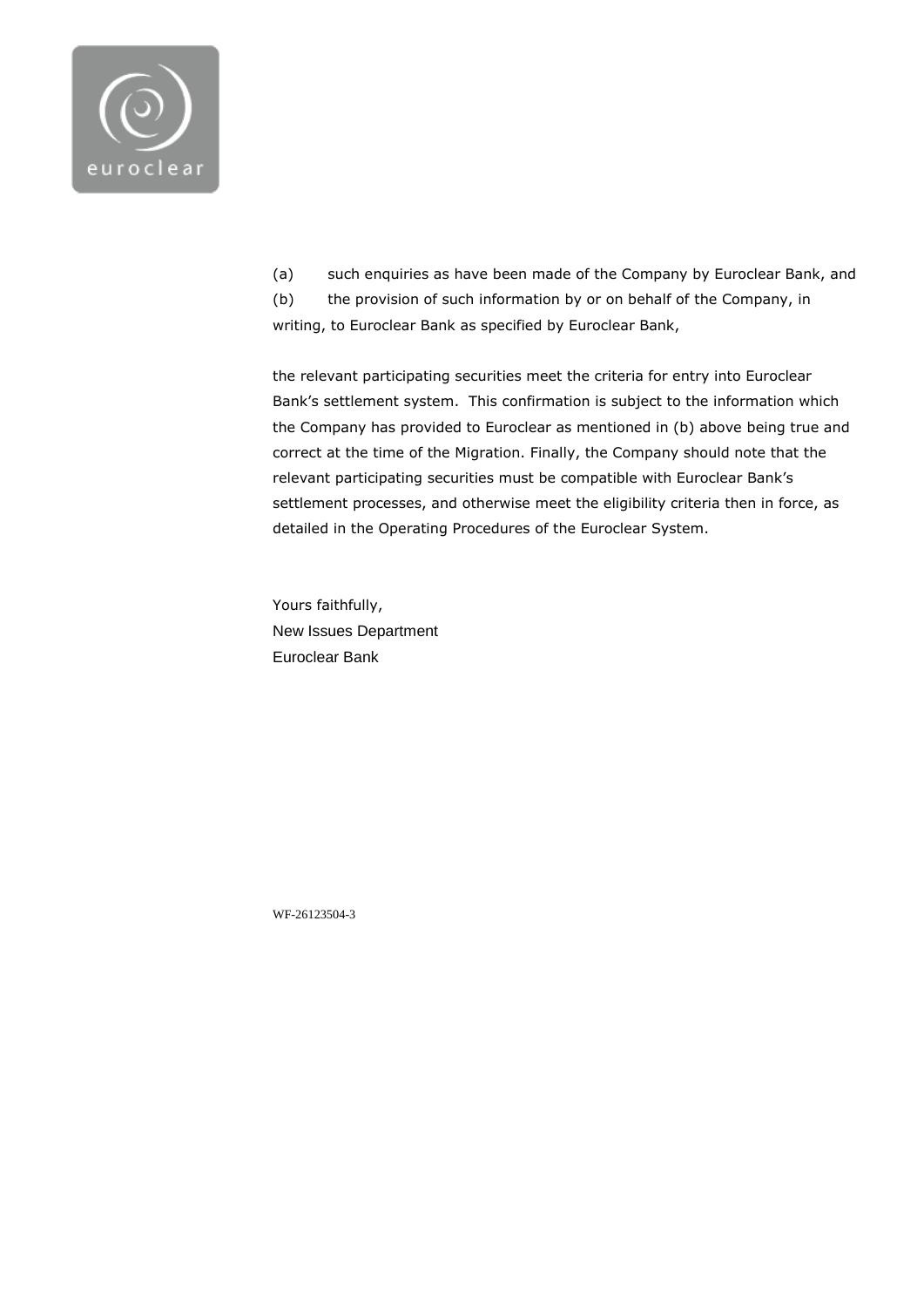(a) such enquiries as have been made of the Company by Euroclear Bank, and

(b) the provision of such information by or on behalf of the Company, in writing, to Euroclear Bank as specified by Euroclear Bank,

the relevant participating securities meet the criteria for entry into Euroclear Bank's settlement system. This confirmation is subject to the information which the Company has provided to Euroclear as mentioned in (b) above being true and correct at the time of the Migration. Finally, the Company should note that the relevant participating securities must be compatible with Euroclear Bank's settlement processes, and otherwise meet the eligibility criteria then in force, as detailed in the Operating Procedures of the Euroclear System.

Yours faithfully,
New Issues Department
Euroclear Bank

WF-26123504-3